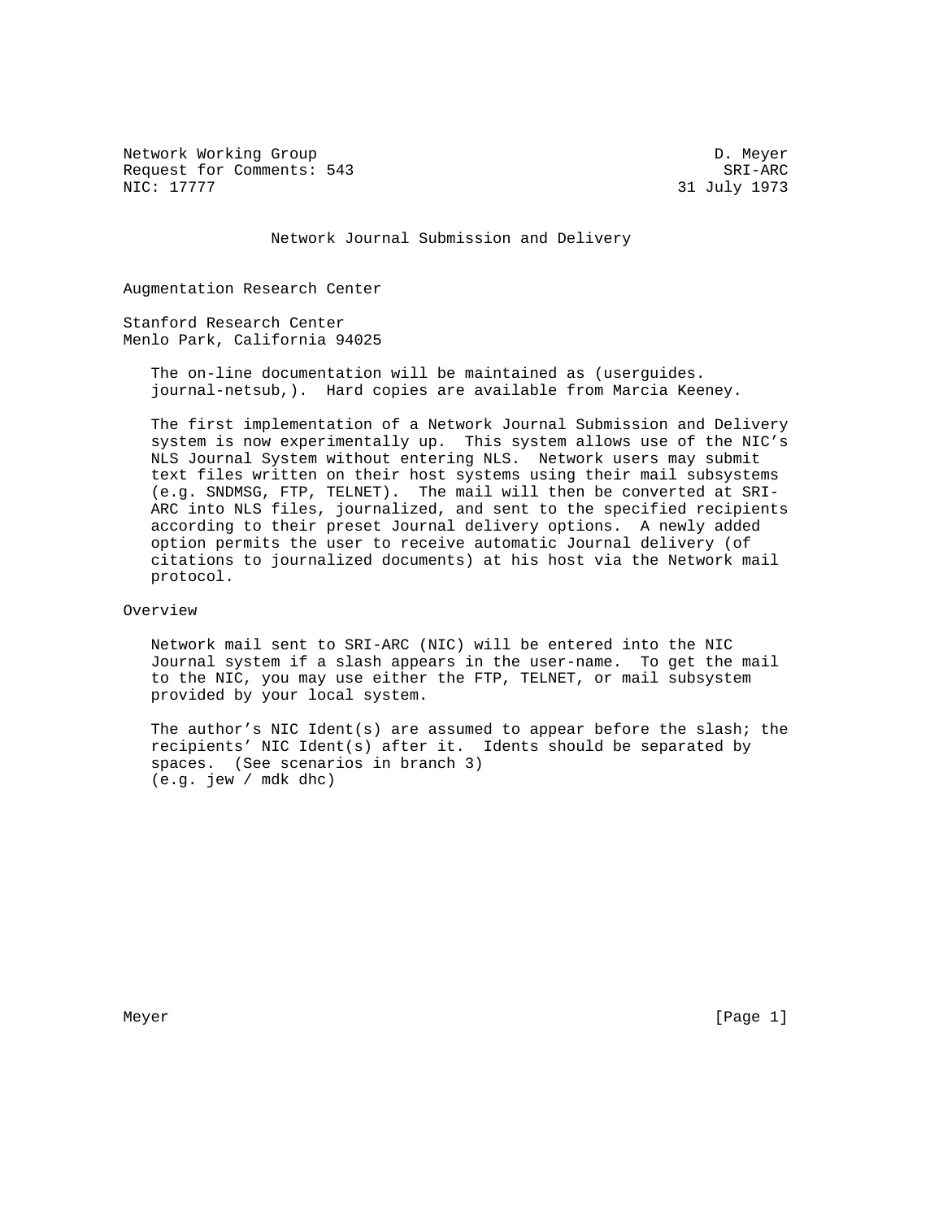Network Working Group D. Meyer
Request for Comments: 543 SRI-ARC
NIC: 17777 31 July 1973

# Network Journal Submission and Delivery

Augmentation Research Center

Stanford Research Center
Menlo Park, California 94025

The on-line documentation will be maintained as (userguides. journal-netsub,). Hard copies are available from Marcia Keeney.

The first implementation of a Network Journal Submission and Delivery system is now experimentally up. This system allows use of the NIC's NLS Journal System without entering NLS. Network users may submit text files written on their host systems using their mail subsystems (e.g. SNDMSG, FTP, TELNET). The mail will then be converted at SRI-ARC into NLS files, journalized, and sent to the specified recipients according to their preset Journal delivery options. A newly added option permits the user to receive automatic Journal delivery (of citations to journalized documents) at his host via the Network mail protocol.

## Overview

Network mail sent to SRI-ARC (NIC) will be entered into the NIC Journal system if a slash appears in the user-name. To get the mail to the NIC, you may use either the FTP, TELNET, or mail subsystem provided by your local system.

The author's NIC Ident(s) are assumed to appear before the slash; the recipients' NIC Ident(s) after it. Idents should be separated by spaces. (See scenarios in branch 3)
(e.g. jew / mdk dhc)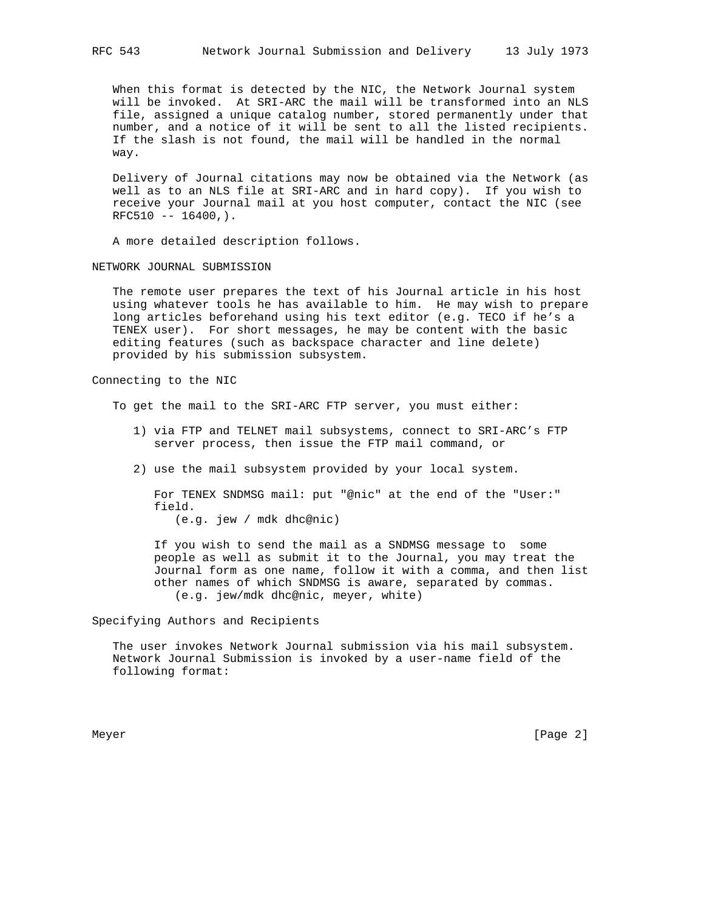When this format is detected by the NIC, the Network Journal system will be invoked. At SRI-ARC the mail will be transformed into an NLS file, assigned a unique catalog number, stored permanently under that number, and a notice of it will be sent to all the listed recipients. If the slash is not found, the mail will be handled in the normal way.

Delivery of Journal citations may now be obtained via the Network (as well as to an NLS file at SRI-ARC and in hard copy). If you wish to receive your Journal mail at you host computer, contact the NIC (see RFC510 -- 16400,).

A more detailed description follows.

## NETWORK JOURNAL SUBMISSION

The remote user prepares the text of his Journal article in his host using whatever tools he has available to him. He may wish to prepare long articles beforehand using his text editor (e.g. TECO if he's a TENEX user). For short messages, he may be content with the basic editing features (such as backspace character and line delete) provided by his submission subsystem.

### Connecting to the NIC

To get the mail to the SRI-ARC FTP server, you must either:

1) via FTP and TELNET mail subsystems, connect to SRI-ARC's FTP server process, then issue the FTP mail command, or

2) use the mail subsystem provided by your local system.

   For TENEX SNDMSG mail: put "@nic" at the end of the "User:" field.
      (e.g. jew / mdk dhc@nic)

   If you wish to send the mail as a SNDMSG message to some people as well as submit it to the Journal, you may treat the Journal form as one name, follow it with a comma, and then list other names of which SNDMSG is aware, separated by commas.
      (e.g. jew/mdk dhc@nic, meyer, white)

### Specifying Authors and Recipients

The user invokes Network Journal submission via his mail subsystem. Network Journal Submission is invoked by a user-name field of the following format: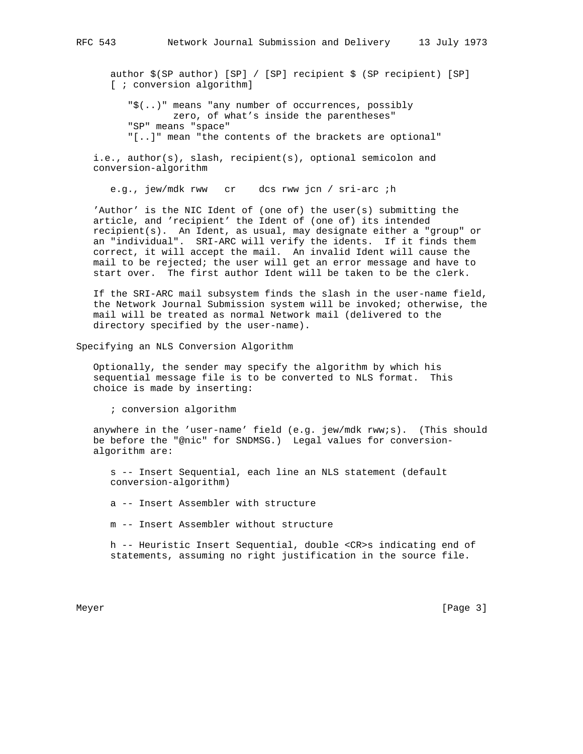```
author $(SP author) [SP] / [SP] recipient $ (SP recipient) [SP]
[ ; conversion algorithm]

   "$(..)" means "any number of occurrences, possibly
           zero, of what's inside the parentheses"
   "SP" means "space"
   "[..]" mean "the contents of the brackets are optional"
```

i.e., author(s), slash, recipient(s), optional semicolon and conversion-algorithm

```
e.g., jew/mdk rww   cr    dcs rww jcn / sri-arc ;h
```

'Author' is the NIC Ident of (one of) the user(s) submitting the article, and 'recipient' the Ident of (one of) its intended recipient(s). An Ident, as usual, may designate either a "group" or an "individual". SRI-ARC will verify the idents. If it finds them correct, it will accept the mail. An invalid Ident will cause the mail to be rejected; the user will get an error message and have to start over. The first author Ident will be taken to be the clerk.

If the SRI-ARC mail subsystem finds the slash in the user-name field, the Network Journal Submission system will be invoked; otherwise, the mail will be treated as normal Network mail (delivered to the directory specified by the user-name).

## Specifying an NLS Conversion Algorithm

Optionally, the sender may specify the algorithm by which his sequential message file is to be converted to NLS format. This choice is made by inserting:

```
; conversion algorithm
```

anywhere in the 'user-name' field (e.g. jew/mdk rww;s). (This should be before the "@nic" for SNDMSG.) Legal values for conversion-algorithm are:

s -- Insert Sequential, each line an NLS statement (default conversion-algorithm)

a -- Insert Assembler with structure

m -- Insert Assembler without structure

h -- Heuristic Insert Sequential, double <CR>s indicating end of statements, assuming no right justification in the source file.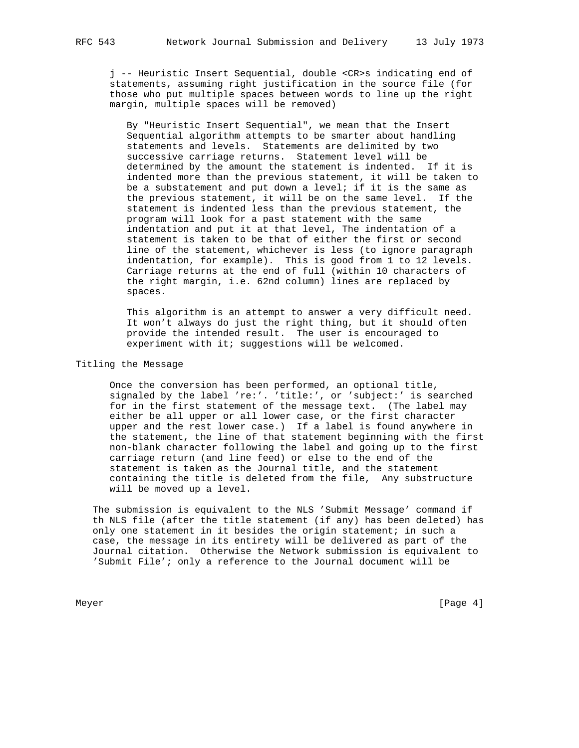j -- Heuristic Insert Sequential, double <CR>s indicating end of statements, assuming right justification in the source file (for those who put multiple spaces between words to line up the right margin, multiple spaces will be removed)

By "Heuristic Insert Sequential", we mean that the Insert Sequential algorithm attempts to be smarter about handling statements and levels. Statements are delimited by two successive carriage returns. Statement level will be determined by the amount the statement is indented. If it is indented more than the previous statement, it will be taken to be a substatement and put down a level; if it is the same as the previous statement, it will be on the same level. If the statement is indented less than the previous statement, the program will look for a past statement with the same indentation and put it at that level, The indentation of a statement is taken to be that of either the first or second line of the statement, whichever is less (to ignore paragraph indentation, for example). This is good from 1 to 12 levels. Carriage returns at the end of full (within 10 characters of the right margin, i.e. 62nd column) lines are replaced by spaces.

This algorithm is an attempt to answer a very difficult need. It won't always do just the right thing, but it should often provide the intended result. The user is encouraged to experiment with it; suggestions will be welcomed.

## Titling the Message

Once the conversion has been performed, an optional title, signaled by the label 're:'. 'title:', or 'subject:' is searched for in the first statement of the message text. (The label may either be all upper or all lower case, or the first character upper and the rest lower case.) If a label is found anywhere in the statement, the line of that statement beginning with the first non-blank character following the label and going up to the first carriage return (and line feed) or else to the end of the statement is taken as the Journal title, and the statement containing the title is deleted from the file, Any substructure will be moved up a level.

The submission is equivalent to the NLS 'Submit Message' command if th NLS file (after the title statement (if any) has been deleted) has only one statement in it besides the origin statement; in such a case, the message in its entirety will be delivered as part of the Journal citation. Otherwise the Network submission is equivalent to 'Submit File'; only a reference to the Journal document will be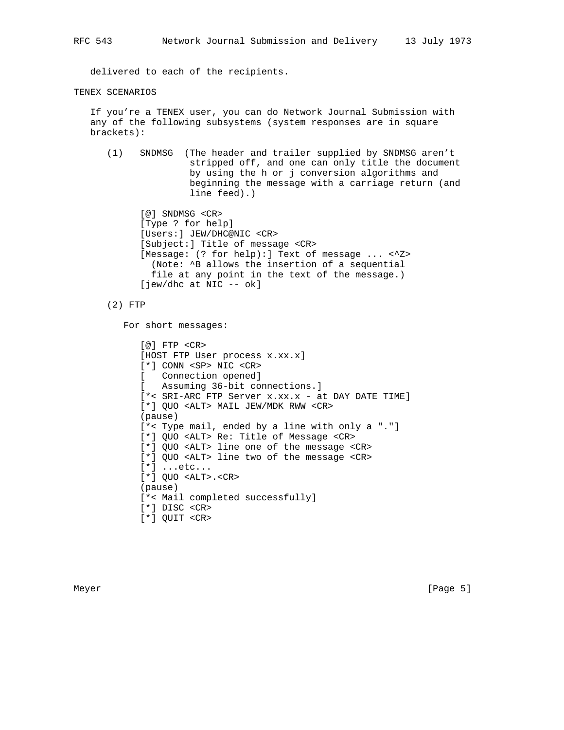delivered to each of the recipients.

## TENEX SCENARIOS

If you're a TENEX user, you can do Network Journal Submission with any of the following subsystems (system responses are in square brackets):

(1) SNDMSG (The header and trailer supplied by SNDMSG aren't stripped off, and one can only title the document by using the h or j conversion algorithms and beginning the message with a carriage return (and line feed).)

```
[@] SNDMSG <CR>
[Type ? for help]
[Users:] JEW/DHC@NIC <CR>
[Subject:] Title of message <CR>
[Message: (? for help):] Text of message ... <^Z>
  (Note: ^B allows the insertion of a sequential
  file at any point in the text of the message.)
[jew/dhc at NIC -- ok]
```

(2) FTP

For short messages:

```
[@] FTP <CR>
[HOST FTP User process x.xx.x]
[*] CONN <SP> NIC <CR>
[   Connection opened]
[   Assuming 36-bit connections.]
[*< SRI-ARC FTP Server x.xx.x - at DAY DATE TIME]
[*] QUO <ALT> MAIL JEW/MDK RWW <CR>
(pause)
[*< Type mail, ended by a line with only a "."]
[*] QUO <ALT> Re: Title of Message <CR>
[*] QUO <ALT> line one of the message <CR>
[*] QUO <ALT> line two of the message <CR>
[*] ...etc...
[*] QUO <ALT>.<CR>
(pause)
[*< Mail completed successfully]
[*] DISC <CR>
[*] QUIT <CR>
```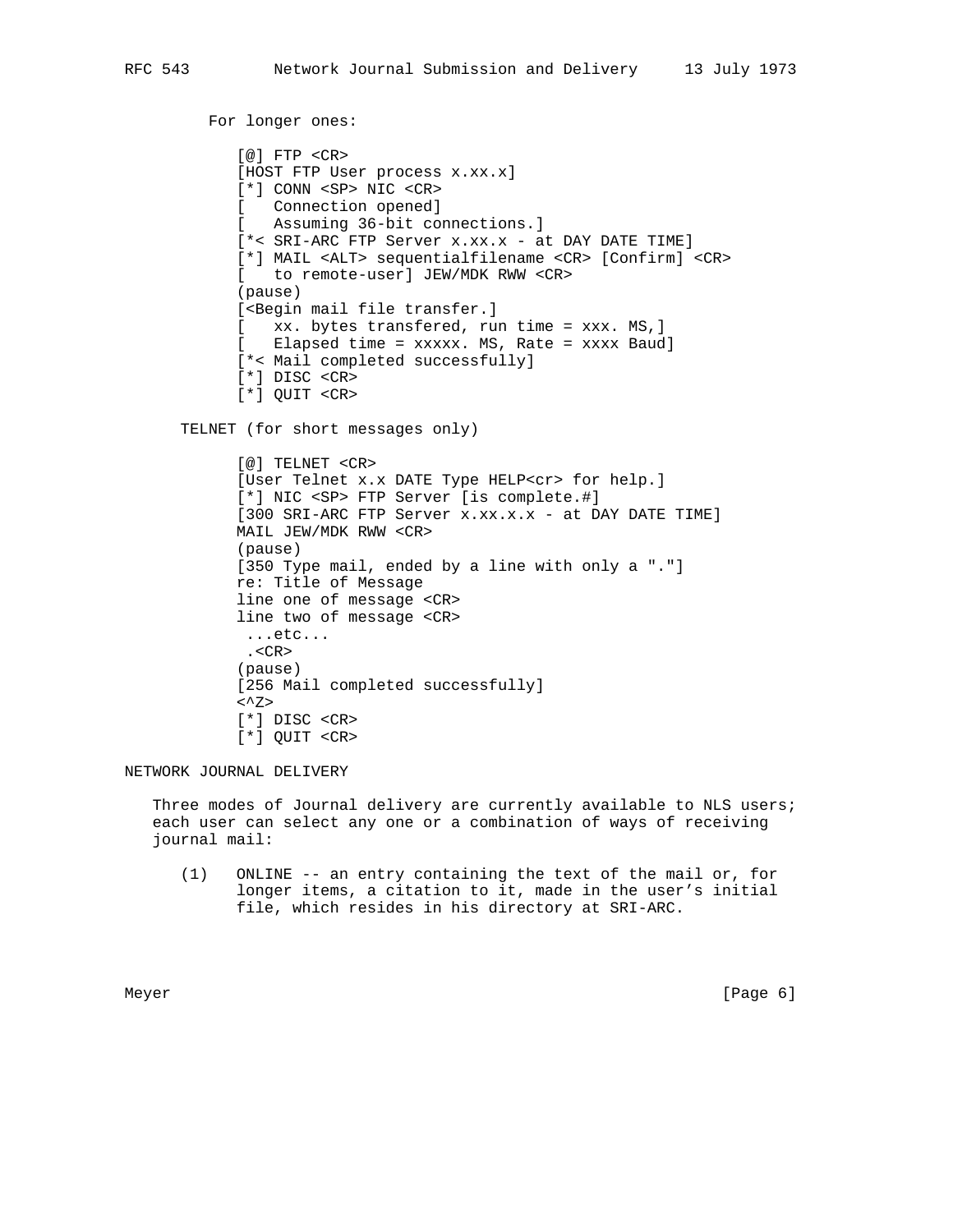For longer ones:

```
[@] FTP <CR>
[HOST FTP User process x.xx.x]
[*] CONN <SP> NIC <CR>
[   Connection opened]
[   Assuming 36-bit connections.]
[*< SRI-ARC FTP Server x.xx.x - at DAY DATE TIME]
[*] MAIL <ALT> sequentialfilename <CR> [Confirm] <CR>
[   to remote-user] JEW/MDK RWW <CR>
(pause)
[<Begin mail file transfer.]
[   xx. bytes transfered, run time = xxx. MS,]
[   Elapsed time = xxxxx. MS, Rate = xxxx Baud]
[*< Mail completed successfully]
[*] DISC <CR>
[*] QUIT <CR>
```

TELNET (for short messages only)

```
[@] TELNET <CR>
[User Telnet x.x DATE Type HELP<cr> for help.]
[*] NIC <SP> FTP Server [is complete.#]
[300 SRI-ARC FTP Server x.xx.x.x - at DAY DATE TIME]
MAIL JEW/MDK RWW <CR>
(pause)
[350 Type mail, ended by a line with only a "."]
re: Title of Message
line one of message <CR>
line two of message <CR>
 ...etc...
 .<CR>
(pause)
[256 Mail completed successfully]
<^Z>
[*] DISC <CR>
[*] QUIT <CR>
```

## NETWORK JOURNAL DELIVERY

Three modes of Journal delivery are currently available to NLS users; each user can select any one or a combination of ways of receiving journal mail:

(1) ONLINE -- an entry containing the text of the mail or, for longer items, a citation to it, made in the user's initial file, which resides in his directory at SRI-ARC.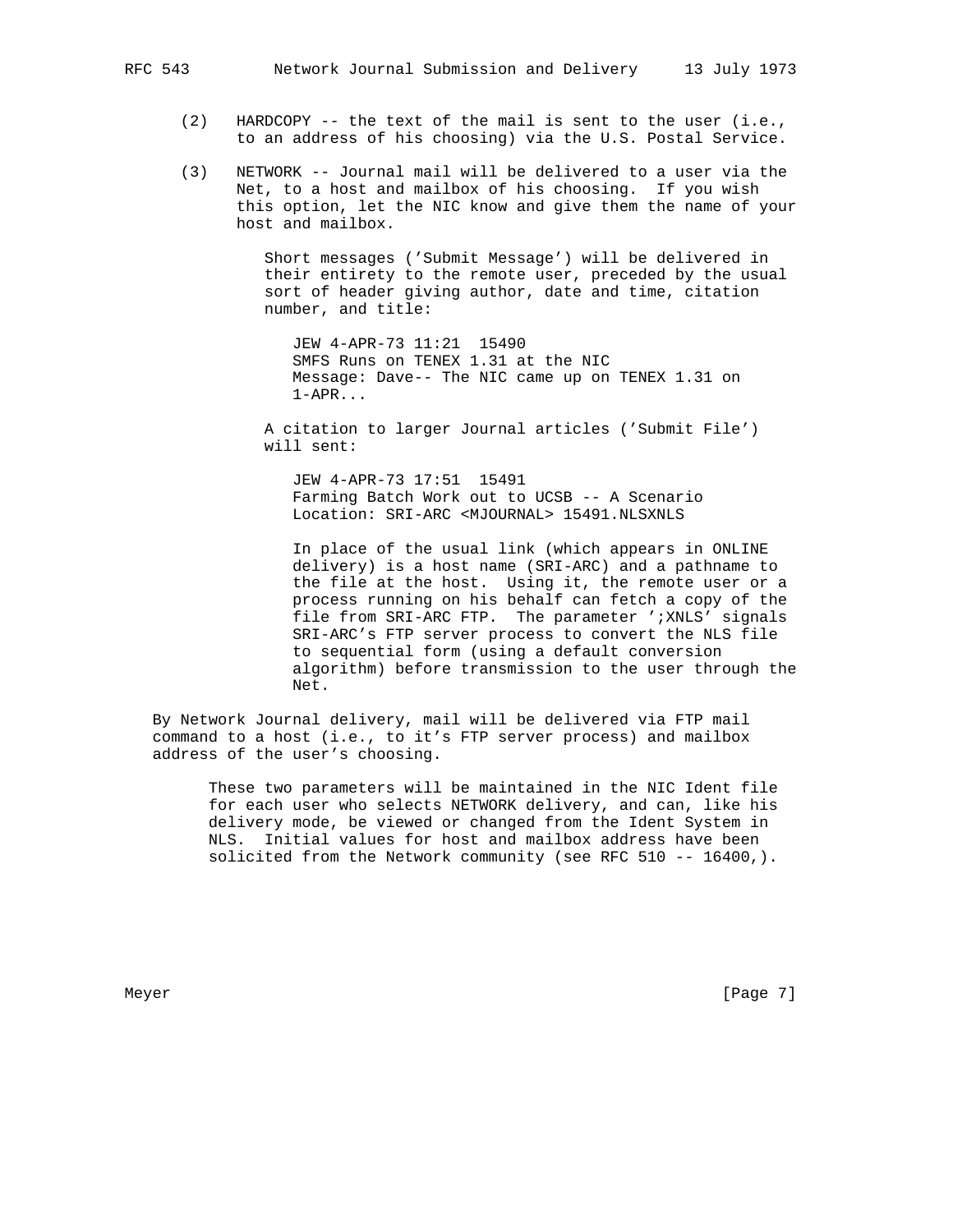(2) HARDCOPY -- the text of the mail is sent to the user (i.e., to an address of his choosing) via the U.S. Postal Service.

(3) NETWORK -- Journal mail will be delivered to a user via the Net, to a host and mailbox of his choosing. If you wish this option, let the NIC know and give them the name of your host and mailbox.

Short messages ('Submit Message') will be delivered in their entirety to the remote user, preceded by the usual sort of header giving author, date and time, citation number, and title:

```
JEW 4-APR-73 11:21  15490
SMFS Runs on TENEX 1.31 at the NIC
Message: Dave-- The NIC came up on TENEX 1.31 on
1-APR...
```

A citation to larger Journal articles ('Submit File') will sent:

```
JEW 4-APR-73 17:51  15491
Farming Batch Work out to UCSB -- A Scenario
Location: SRI-ARC <MJOURNAL> 15491.NLSXNLS
```

In place of the usual link (which appears in ONLINE delivery) is a host name (SRI-ARC) and a pathname to the file at the host. Using it, the remote user or a process running on his behalf can fetch a copy of the file from SRI-ARC FTP. The parameter ';XNLS' signals SRI-ARC's FTP server process to convert the NLS file to sequential form (using a default conversion algorithm) before transmission to the user through the Net.

By Network Journal delivery, mail will be delivered via FTP mail command to a host (i.e., to it's FTP server process) and mailbox address of the user's choosing.

These two parameters will be maintained in the NIC Ident file for each user who selects NETWORK delivery, and can, like his delivery mode, be viewed or changed from the Ident System in NLS. Initial values for host and mailbox address have been solicited from the Network community (see RFC 510 -- 16400,).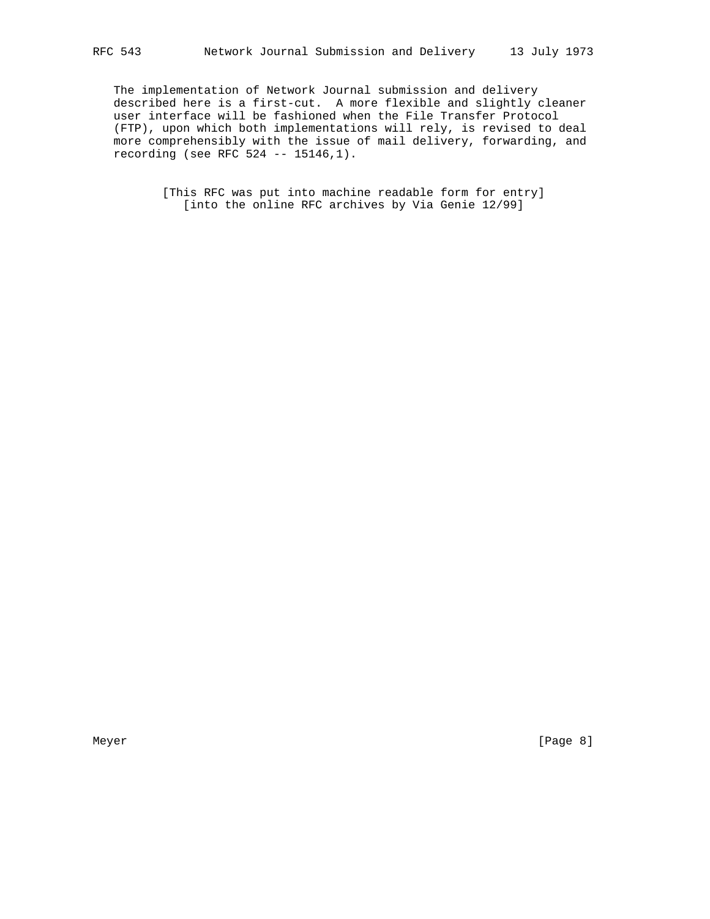The implementation of Network Journal submission and delivery described here is a first-cut. A more flexible and slightly cleaner user interface will be fashioned when the File Transfer Protocol (FTP), upon which both implementations will rely, is revised to deal more comprehensibly with the issue of mail delivery, forwarding, and recording (see RFC 524 -- 15146,1).

[This RFC was put into machine readable form for entry]
[into the online RFC archives by Via Genie 12/99]